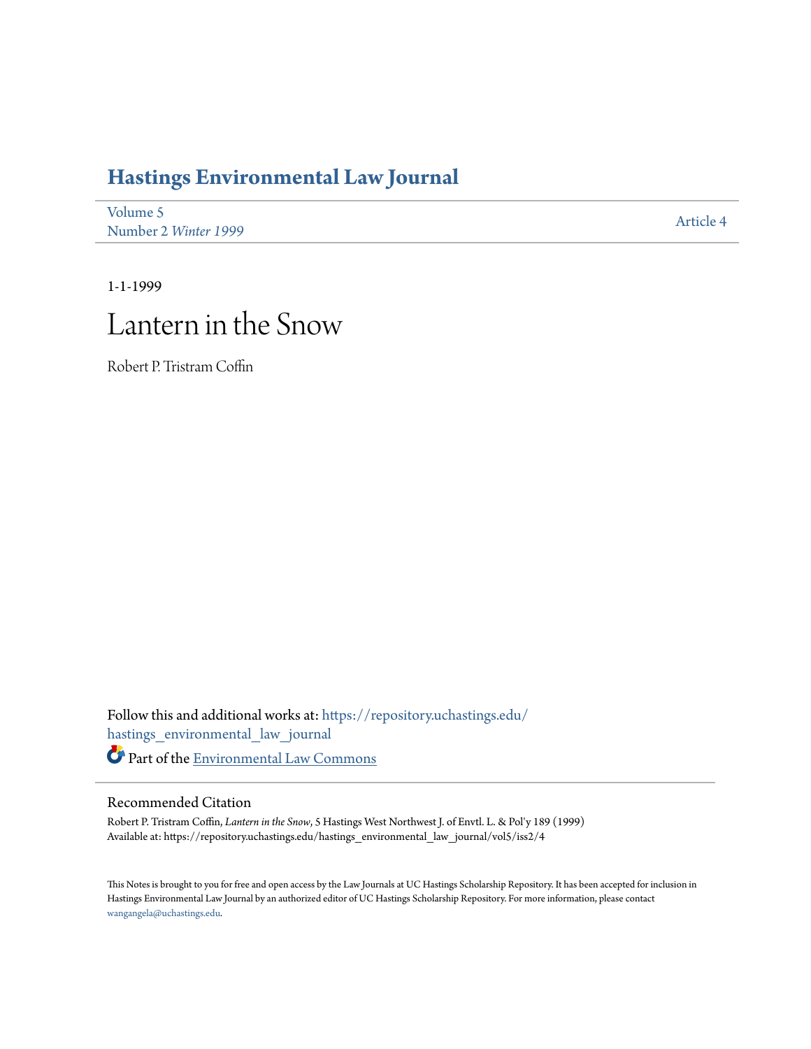# Hastings Environmental Law Journal

Volume 5
Number 2 *Winter 1999*

Article 4

1-1-1999

# Lantern in the Snow

Robert P. Tristram Coffin

Follow this and additional works at: https://repository.uchastings.edu/hastings_environmental_law_journal

Part of the Environmental Law Commons

## Recommended Citation

Robert P. Tristram Coffin, *Lantern in the Snow*, 5 Hastings West Northwest J. of Envtl. L. & Pol'y 189 (1999)
Available at: https://repository.uchastings.edu/hastings_environmental_law_journal/vol5/iss2/4

This Notes is brought to you for free and open access by the Law Journals at UC Hastings Scholarship Repository. It has been accepted for inclusion in Hastings Environmental Law Journal by an authorized editor of UC Hastings Scholarship Repository. For more information, please contact wangangela@uchastings.edu.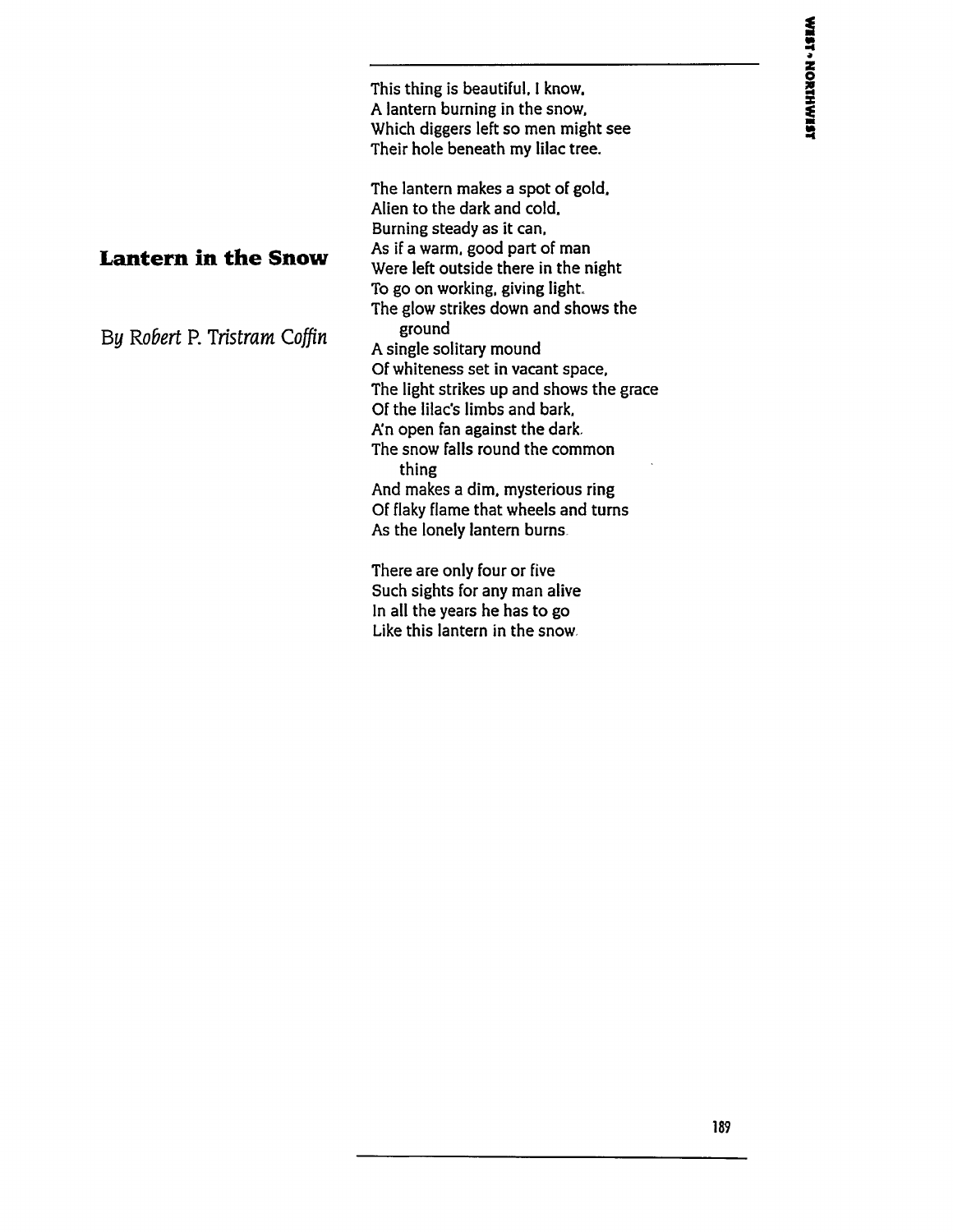## Lantern in the Snow

*By Robert P. Tristram Coffin*

This thing is beautiful, I know,
A lantern burning in the snow,
Which diggers left so men might see
Their hole beneath my lilac tree.

The lantern makes a spot of gold,
Alien to the dark and cold,
Burning steady as it can,
As if a warm, good part of man
Were left outside there in the night
To go on working, giving light.
The glow strikes down and shows the ground
A single solitary mound
Of whiteness set in vacant space,
The light strikes up and shows the grace
Of the lilac's limbs and bark,
A'n open fan against the dark.
The snow falls round the common thing
And makes a dim, mysterious ring
Of flaky flame that wheels and turns
As the lonely lantern burns.

There are only four or five
Such sights for any man alive
In all the years he has to go
Like this lantern in the snow.